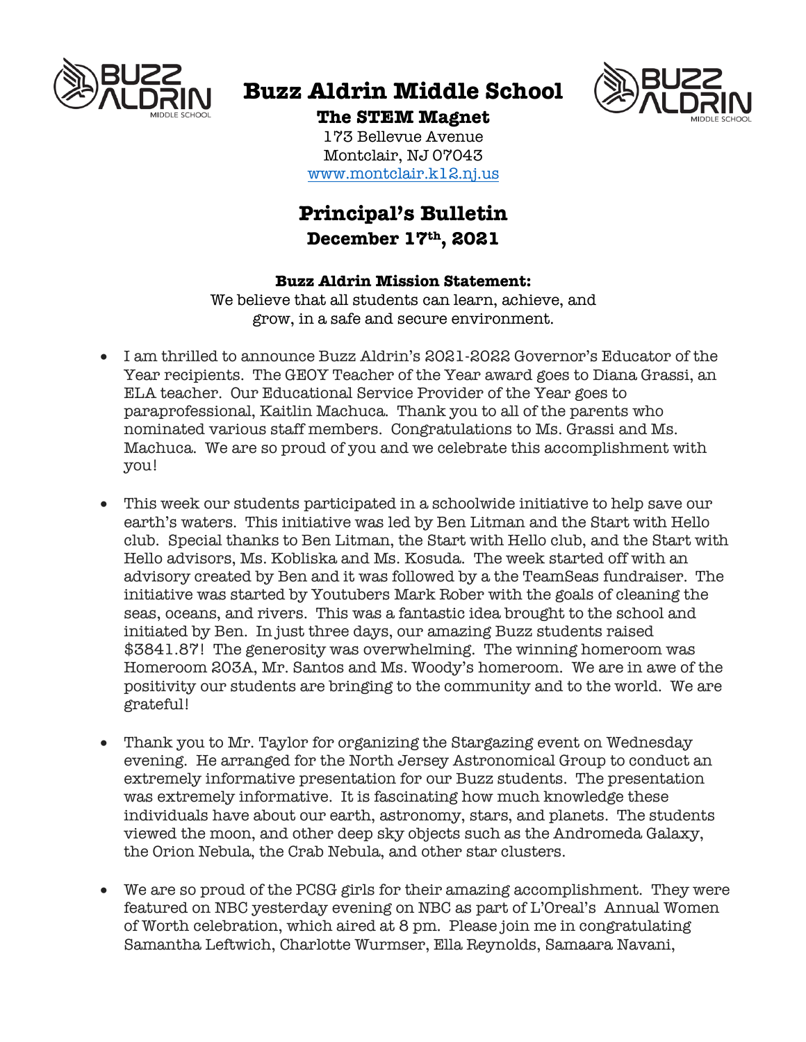# Buzz Aldrin Middle School

**The STEM Magnet**

173 Bellevue Avenue
Montclair, NJ 07043
www.montclair.k12.nj.us

## Principal's Bulletin

**December 17th, 2021**

**Buzz Aldrin Mission Statement:**
We believe that all students can learn, achieve, and grow, in a safe and secure environment.

- I am thrilled to announce Buzz Aldrin's 2021-2022 Governor's Educator of the Year recipients. The GEOY Teacher of the Year award goes to Diana Grassi, an ELA teacher. Our Educational Service Provider of the Year goes to paraprofessional, Kaitlin Machuca. Thank you to all of the parents who nominated various staff members. Congratulations to Ms. Grassi and Ms. Machuca. We are so proud of you and we celebrate this accomplishment with you!

- This week our students participated in a schoolwide initiative to help save our earth's waters. This initiative was led by Ben Litman and the Start with Hello club. Special thanks to Ben Litman, the Start with Hello club, and the Start with Hello advisors, Ms. Kobliska and Ms. Kosuda. The week started off with an advisory created by Ben and it was followed by a the TeamSeas fundraiser. The initiative was started by Youtubers Mark Rober with the goals of cleaning the seas, oceans, and rivers. This was a fantastic idea brought to the school and initiated by Ben. In just three days, our amazing Buzz students raised $3841.87! The generosity was overwhelming. The winning homeroom was Homeroom 203A, Mr. Santos and Ms. Woody's homeroom. We are in awe of the positivity our students are bringing to the community and to the world. We are grateful!

- Thank you to Mr. Taylor for organizing the Stargazing event on Wednesday evening. He arranged for the North Jersey Astronomical Group to conduct an extremely informative presentation for our Buzz students. The presentation was extremely informative. It is fascinating how much knowledge these individuals have about our earth, astronomy, stars, and planets. The students viewed the moon, and other deep sky objects such as the Andromeda Galaxy, the Orion Nebula, the Crab Nebula, and other star clusters.

- We are so proud of the PCSG girls for their amazing accomplishment. They were featured on NBC yesterday evening on NBC as part of L'Oreal's Annual Women of Worth celebration, which aired at 8 pm. Please join me in congratulating Samantha Leftwich, Charlotte Wurmser, Ella Reynolds, Samaara Navani,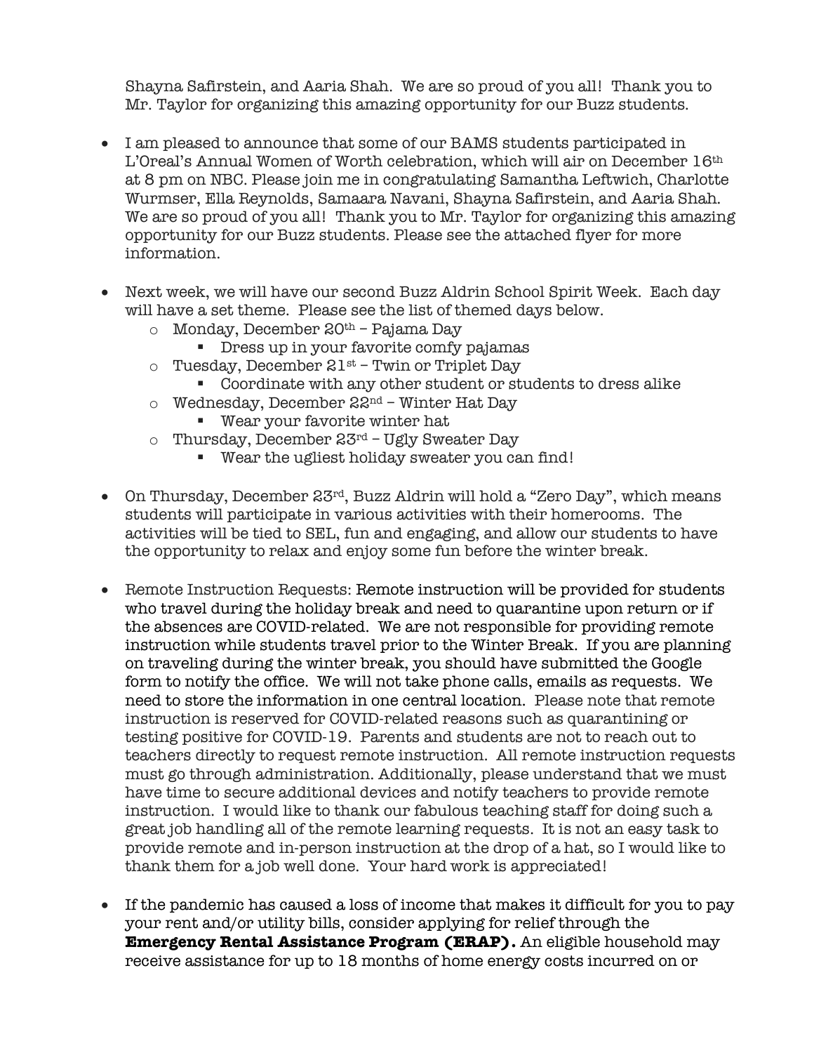Shayna Safirstein, and Aaria Shah. We are so proud of you all! Thank you to Mr. Taylor for organizing this amazing opportunity for our Buzz students.

- I am pleased to announce that some of our BAMS students participated in L'Oreal's Annual Women of Worth celebration, which will air on December 16th at 8 pm on NBC. Please join me in congratulating Samantha Leftwich, Charlotte Wurmser, Ella Reynolds, Samaara Navani, Shayna Safirstein, and Aaria Shah. We are so proud of you all! Thank you to Mr. Taylor for organizing this amazing opportunity for our Buzz students. Please see the attached flyer for more information.

- Next week, we will have our second Buzz Aldrin School Spirit Week. Each day will have a set theme. Please see the list of themed days below.
  - Monday, December 20th – Pajama Day
    - Dress up in your favorite comfy pajamas
  - Tuesday, December 21st – Twin or Triplet Day
    - Coordinate with any other student or students to dress alike
  - Wednesday, December 22nd – Winter Hat Day
    - Wear your favorite winter hat
  - Thursday, December 23rd – Ugly Sweater Day
    - Wear the ugliest holiday sweater you can find!

- On Thursday, December 23rd, Buzz Aldrin will hold a "Zero Day", which means students will participate in various activities with their homerooms. The activities will be tied to SEL, fun and engaging, and allow our students to have the opportunity to relax and enjoy some fun before the winter break.

- Remote Instruction Requests: Remote instruction will be provided for students who travel during the holiday break and need to quarantine upon return or if the absences are COVID-related. We are not responsible for providing remote instruction while students travel prior to the Winter Break. If you are planning on traveling during the winter break, you should have submitted the Google form to notify the office. We will not take phone calls, emails as requests. We need to store the information in one central location. Please note that remote instruction is reserved for COVID-related reasons such as quarantining or testing positive for COVID-19. Parents and students are not to reach out to teachers directly to request remote instruction. All remote instruction requests must go through administration. Additionally, please understand that we must have time to secure additional devices and notify teachers to provide remote instruction. I would like to thank our fabulous teaching staff for doing such a great job handling all of the remote learning requests. It is not an easy task to provide remote and in-person instruction at the drop of a hat, so I would like to thank them for a job well done. Your hard work is appreciated!

- If the pandemic has caused a loss of income that makes it difficult for you to pay your rent and/or utility bills, consider applying for relief through the **Emergency Rental Assistance Program (ERAP).** An eligible household may receive assistance for up to 18 months of home energy costs incurred on or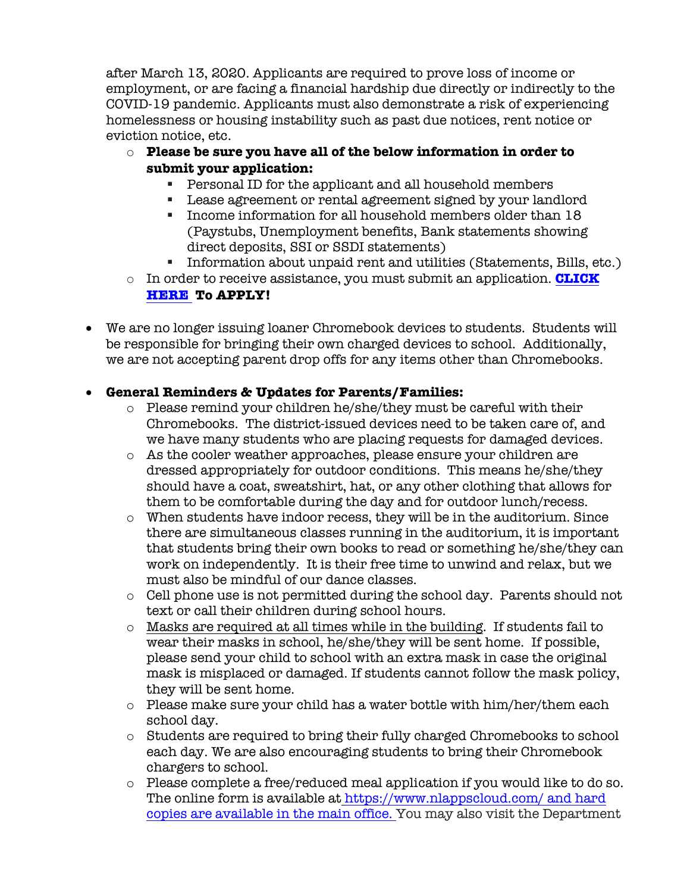after March 13, 2020. Applicants are required to prove loss of income or employment, or are facing a financial hardship due directly or indirectly to the COVID-19 pandemic. Applicants must also demonstrate a risk of experiencing homelessness or housing instability such as past due notices, rent notice or eviction notice, etc.

  - **Please be sure you have all of the below information in order to submit your application:**
    - Personal ID for the applicant and all household members
    - Lease agreement or rental agreement signed by your landlord
    - Income information for all household members older than 18 (Paystubs, Unemployment benefits, Bank statements showing direct deposits, SSI or SSDI statements)
    - Information about unpaid rent and utilities (Statements, Bills, etc.)
  - In order to receive assistance, you must submit an application. **CLICK HERE To APPLY!**

- We are no longer issuing loaner Chromebook devices to students. Students will be responsible for bringing their own charged devices to school. Additionally, we are not accepting parent drop offs for any items other than Chromebooks.

- **General Reminders & Updates for Parents/Families:**
  - Please remind your children he/she/they must be careful with their Chromebooks. The district-issued devices need to be taken care of, and we have many students who are placing requests for damaged devices.
  - As the cooler weather approaches, please ensure your children are dressed appropriately for outdoor conditions. This means he/she/they should have a coat, sweatshirt, hat, or any other clothing that allows for them to be comfortable during the day and for outdoor lunch/recess.
  - When students have indoor recess, they will be in the auditorium. Since there are simultaneous classes running in the auditorium, it is important that students bring their own books to read or something he/she/they can work on independently. It is their free time to unwind and relax, but we must also be mindful of our dance classes.
  - Cell phone use is not permitted during the school day. Parents should not text or call their children during school hours.
  - Masks are required at all times while in the building. If students fail to wear their masks in school, he/she/they will be sent home. If possible, please send your child to school with an extra mask in case the original mask is misplaced or damaged. If students cannot follow the mask policy, they will be sent home.
  - Please make sure your child has a water bottle with him/her/them each school day.
  - Students are required to bring their fully charged Chromebooks to school each day. We are also encouraging students to bring their Chromebook chargers to school.
  - Please complete a free/reduced meal application if you would like to do so. The online form is available at https://www.nlappscloud.com/ and hard copies are available in the main office. You may also visit the Department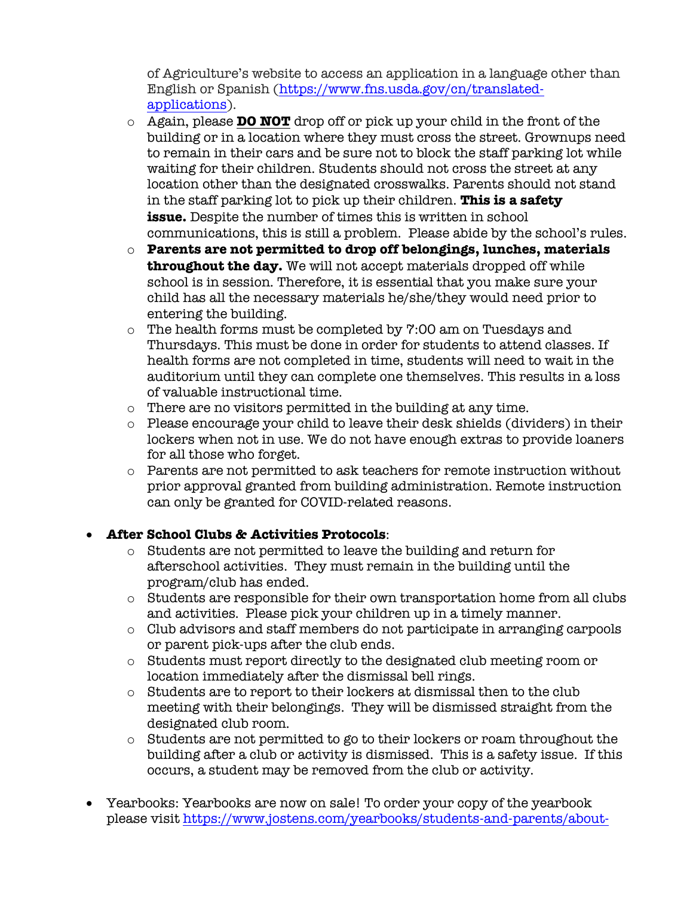of Agriculture's website to access an application in a language other than English or Spanish (https://www.fns.usda.gov/cn/translated-applications).
  - Again, please **<u>DO NOT</u>** drop off or pick up your child in the front of the building or in a location where they must cross the street. Grownups need to remain in their cars and be sure not to block the staff parking lot while waiting for their children. Students should not cross the street at any location other than the designated crosswalks. Parents should not stand in the staff parking lot to pick up their children. **This is a safety issue.** Despite the number of times this is written in school communications, this is still a problem. Please abide by the school's rules.
  - **Parents are not permitted to drop off belongings, lunches, materials throughout the day.** We will not accept materials dropped off while school is in session. Therefore, it is essential that you make sure your child has all the necessary materials he/she/they would need prior to entering the building.
  - The health forms must be completed by 7:00 am on Tuesdays and Thursdays. This must be done in order for students to attend classes. If health forms are not completed in time, students will need to wait in the auditorium until they can complete one themselves. This results in a loss of valuable instructional time.
  - There are no visitors permitted in the building at any time.
  - Please encourage your child to leave their desk shields (dividers) in their lockers when not in use. We do not have enough extras to provide loaners for all those who forget.
  - Parents are not permitted to ask teachers for remote instruction without prior approval granted from building administration. Remote instruction can only be granted for COVID-related reasons.

- ***After School Clubs & Activities Protocols***:
  - Students are not permitted to leave the building and return for afterschool activities. They must remain in the building until the program/club has ended.
  - Students are responsible for their own transportation home from all clubs and activities. Please pick your children up in a timely manner.
  - Club advisors and staff members do not participate in arranging carpools or parent pick-ups after the club ends.
  - Students must report directly to the designated club meeting room or location immediately after the dismissal bell rings.
  - Students are to report to their lockers at dismissal then to the club meeting with their belongings. They will be dismissed straight from the designated club room.
  - Students are not permitted to go to their lockers or roam throughout the building after a club or activity is dismissed. This is a safety issue. If this occurs, a student may be removed from the club or activity.

- Yearbooks: Yearbooks are now on sale! To order your copy of the yearbook please visit https://www.jostens.com/yearbooks/students-and-parents/about-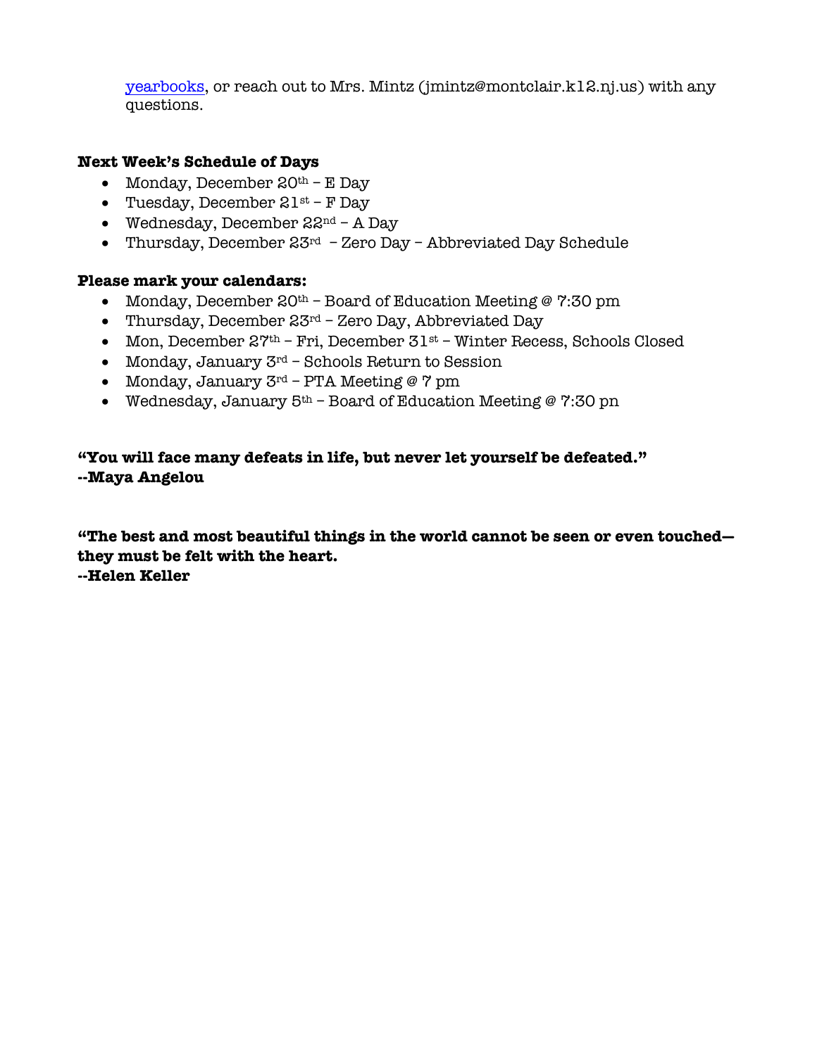yearbooks, or reach out to Mrs. Mintz (jmintz@montclair.k12.nj.us) with any questions.

**Next Week's Schedule of Days**

- Monday, December 20th – E Day
- Tuesday, December 21st – F Day
- Wednesday, December 22nd – A Day
- Thursday, December 23rd – Zero Day – Abbreviated Day Schedule

**Please mark your calendars:**

- Monday, December 20th – Board of Education Meeting @ 7:30 pm
- Thursday, December 23rd – Zero Day, Abbreviated Day
- Mon, December 27th – Fri, December 31st – Winter Recess, Schools Closed
- Monday, January 3rd – Schools Return to Session
- Monday, January 3rd – PTA Meeting @ 7 pm
- Wednesday, January 5th – Board of Education Meeting @ 7:30 pn

**"You will face many defeats in life, but never let yourself be defeated."**
**--Maya Angelou**

**"The best and most beautiful things in the world cannot be seen or even touched—they must be felt with the heart.**
**--Helen Keller**